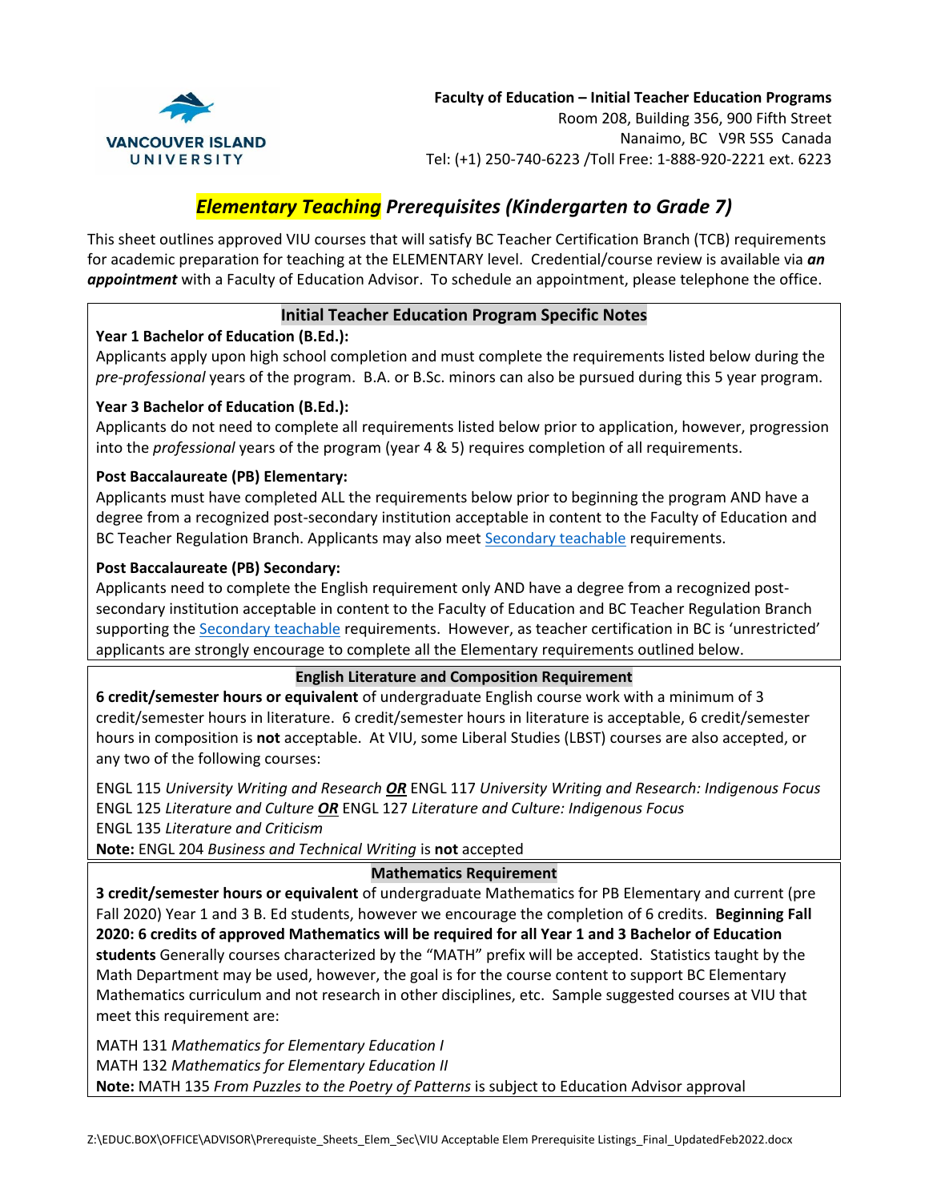**Faculty of Education – Initial Teacher Education Programs**
Room 208, Building 356, 900 Fifth Street
Nanaimo, BC V9R 5S5 Canada
Tel: (+1) 250-740-6223 /Toll Free: 1-888-920-2221 ext. 6223

# *Elementary Teaching Prerequisites (Kindergarten to Grade 7)*

This sheet outlines approved VIU courses that will satisfy BC Teacher Certification Branch (TCB) requirements for academic preparation for teaching at the ELEMENTARY level. Credential/course review is available via ***an appointment*** with a Faculty of Education Advisor. To schedule an appointment, please telephone the office.

## Initial Teacher Education Program Specific Notes

**Year 1 Bachelor of Education (B.Ed.):**
Applicants apply upon high school completion and must complete the requirements listed below during the *pre-professional* years of the program. B.A. or B.Sc. minors can also be pursued during this 5 year program.

**Year 3 Bachelor of Education (B.Ed.):**
Applicants do not need to complete all requirements listed below prior to application, however, progression into the *professional* years of the program (year 4 & 5) requires completion of all requirements.

**Post Baccalaureate (PB) Elementary:**
Applicants must have completed ALL the requirements below prior to beginning the program AND have a degree from a recognized post-secondary institution acceptable in content to the Faculty of Education and BC Teacher Regulation Branch. Applicants may also meet Secondary teachable requirements.

**Post Baccalaureate (PB) Secondary:**
Applicants need to complete the English requirement only AND have a degree from a recognized post-secondary institution acceptable in content to the Faculty of Education and BC Teacher Regulation Branch supporting the Secondary teachable requirements. However, as teacher certification in BC is 'unrestricted' applicants are strongly encourage to complete all the Elementary requirements outlined below.

## English Literature and Composition Requirement

**6 credit/semester hours or equivalent** of undergraduate English course work with a minimum of 3 credit/semester hours in literature. 6 credit/semester hours in literature is acceptable, 6 credit/semester hours in composition is **not** acceptable. At VIU, some Liberal Studies (LBST) courses are also accepted, or any two of the following courses:

ENGL 115 *University Writing and Research* ***OR*** ENGL 117 *University Writing and Research: Indigenous Focus*
ENGL 125 *Literature and Culture* ***OR*** ENGL 127 *Literature and Culture: Indigenous Focus*
ENGL 135 *Literature and Criticism*
**Note:** ENGL 204 *Business and Technical Writing* is **not** accepted

## Mathematics Requirement

**3 credit/semester hours or equivalent** of undergraduate Mathematics for PB Elementary and current (pre Fall 2020) Year 1 and 3 B. Ed students, however we encourage the completion of 6 credits. **Beginning Fall 2020: 6 credits of approved Mathematics will be required for all Year 1 and 3 Bachelor of Education students** Generally courses characterized by the "MATH" prefix will be accepted. Statistics taught by the Math Department may be used, however, the goal is for the course content to support BC Elementary Mathematics curriculum and not research in other disciplines, etc. Sample suggested courses at VIU that meet this requirement are:

MATH 131 *Mathematics for Elementary Education I*
MATH 132 *Mathematics for Elementary Education II*
**Note:** MATH 135 *From Puzzles to the Poetry of Patterns* is subject to Education Advisor approval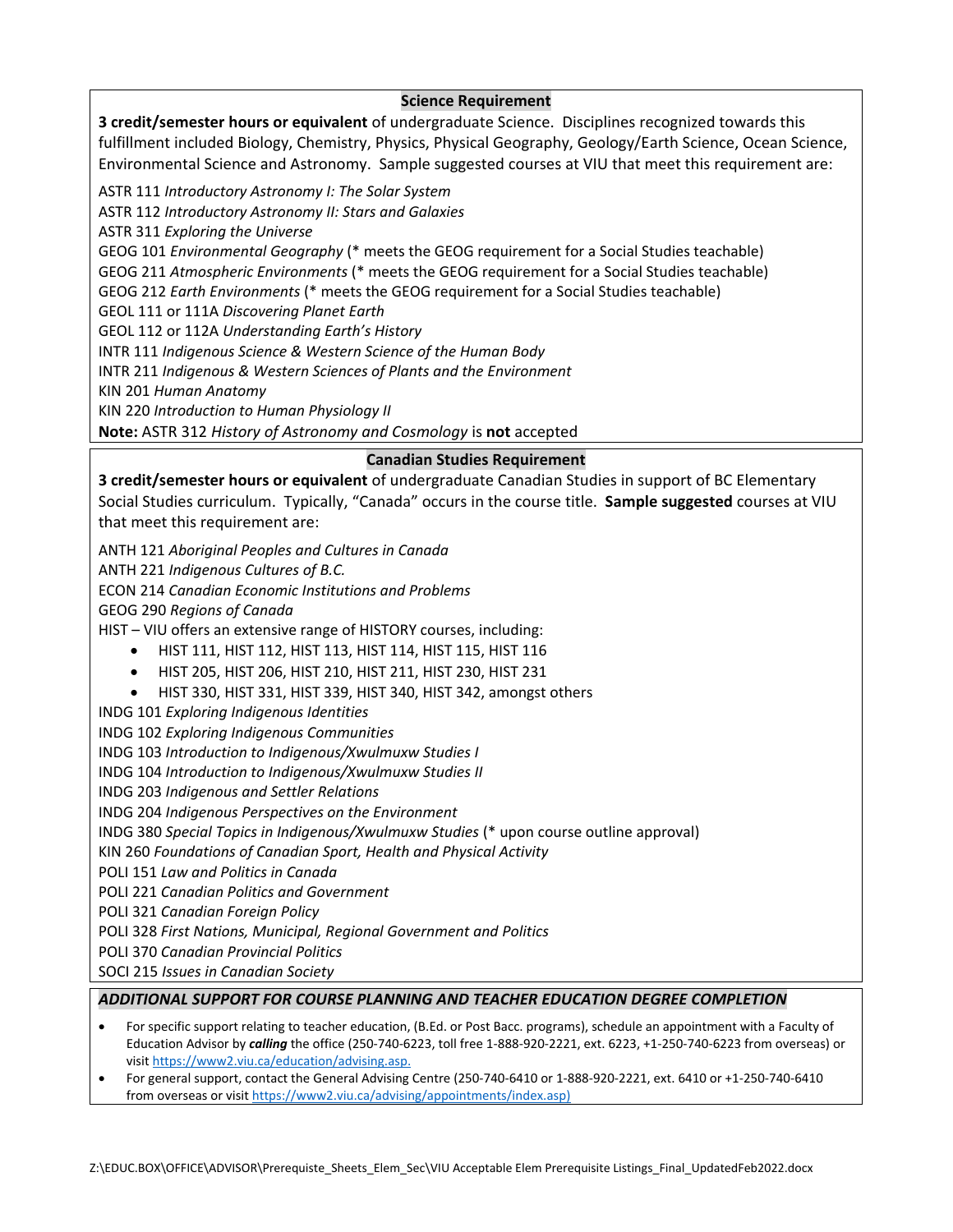## Science Requirement

**3 credit/semester hours or equivalent** of undergraduate Science. Disciplines recognized towards this fulfillment included Biology, Chemistry, Physics, Physical Geography, Geology/Earth Science, Ocean Science, Environmental Science and Astronomy. Sample suggested courses at VIU that meet this requirement are:

ASTR 111 *Introductory Astronomy I: The Solar System*
ASTR 112 *Introductory Astronomy II: Stars and Galaxies*
ASTR 311 *Exploring the Universe*
GEOG 101 *Environmental Geography* (* meets the GEOG requirement for a Social Studies teachable)
GEOG 211 *Atmospheric Environments* (* meets the GEOG requirement for a Social Studies teachable)
GEOG 212 *Earth Environments* (* meets the GEOG requirement for a Social Studies teachable)
GEOL 111 or 111A *Discovering Planet Earth*
GEOL 112 or 112A *Understanding Earth's History*
INTR 111 *Indigenous Science & Western Science of the Human Body*
INTR 211 *Indigenous & Western Sciences of Plants and the Environment*
KIN 201 *Human Anatomy*
KIN 220 *Introduction to Human Physiology II*
**Note:** ASTR 312 *History of Astronomy and Cosmology* is **not** accepted

## Canadian Studies Requirement

**3 credit/semester hours or equivalent** of undergraduate Canadian Studies in support of BC Elementary Social Studies curriculum. Typically, "Canada" occurs in the course title. **Sample suggested** courses at VIU that meet this requirement are:

ANTH 121 *Aboriginal Peoples and Cultures in Canada*
ANTH 221 *Indigenous Cultures of B.C.*
ECON 214 *Canadian Economic Institutions and Problems*
GEOG 290 *Regions of Canada*
HIST – VIU offers an extensive range of HISTORY courses, including:

- HIST 111, HIST 112, HIST 113, HIST 114, HIST 115, HIST 116
- HIST 205, HIST 206, HIST 210, HIST 211, HIST 230, HIST 231
- HIST 330, HIST 331, HIST 339, HIST 340, HIST 342, amongst others

INDG 101 *Exploring Indigenous Identities*
INDG 102 *Exploring Indigenous Communities*
INDG 103 *Introduction to Indigenous/Xwulmuxw Studies I*
INDG 104 *Introduction to Indigenous/Xwulmuxw Studies II*
INDG 203 *Indigenous and Settler Relations*
INDG 204 *Indigenous Perspectives on the Environment*
INDG 380 *Special Topics in Indigenous/Xwulmuxw Studies* (* upon course outline approval)
KIN 260 *Foundations of Canadian Sport, Health and Physical Activity*
POLI 151 *Law and Politics in Canada*
POLI 221 *Canadian Politics and Government*
POLI 321 *Canadian Foreign Policy*
POLI 328 *First Nations, Municipal, Regional Government and Politics*
POLI 370 *Canadian Provincial Politics*
SOCI 215 *Issues in Canadian Society*

## *ADDITIONAL SUPPORT FOR COURSE PLANNING AND TEACHER EDUCATION DEGREE COMPLETION*

- For specific support relating to teacher education, (B.Ed. or Post Bacc. programs), schedule an appointment with a Faculty of Education Advisor by ***calling*** the office (250-740-6223, toll free 1-888-920-2221, ext. 6223, +1-250-740-6223 from overseas) or visit https://www2.viu.ca/education/advising.asp.
- For general support, contact the General Advising Centre (250-740-6410 or 1-888-920-2221, ext. 6410 or +1-250-740-6410 from overseas or visit https://www2.viu.ca/advising/appointments/index.asp)

Z:\EDUC.BOX\OFFICE\ADVISOR\Prerequiste_Sheets_Elem_Sec\VIU Acceptable Elem Prerequisite Listings_Final_UpdatedFeb2022.docx